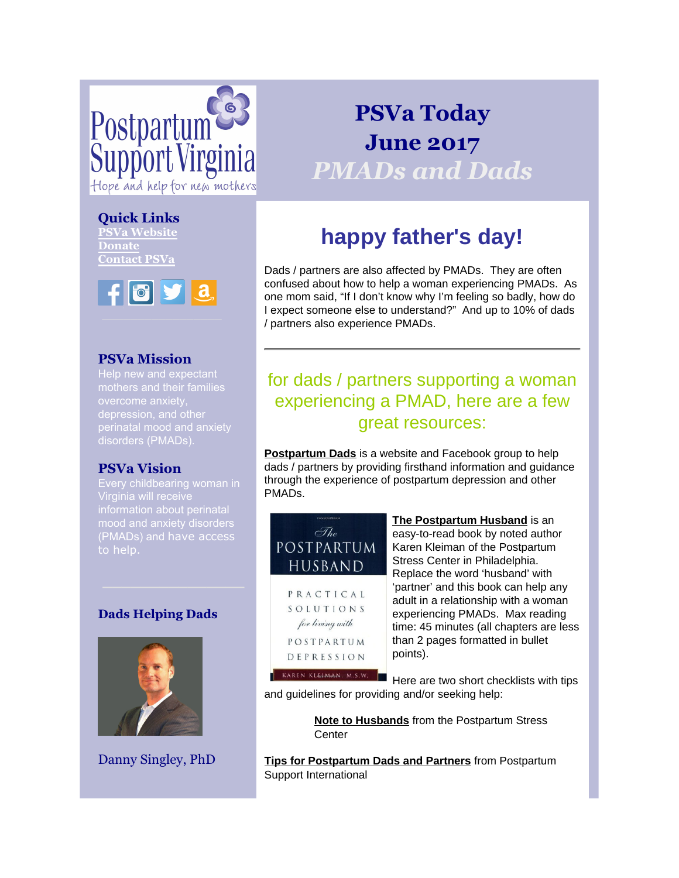Postpartum Support Virginia

Hope and help for new mothers

# PSVa Today
## June 2017
## *PMADs and Dads*

### Quick Links
[PSVa Website]
[Donate]
[Contact PSVa]

### PSVa Mission
Help new and expectant mothers and their families overcome anxiety, depression, and other perinatal mood and anxiety disorders (PMADs).

### PSVa Vision
Every childbearing woman in Virginia will receive information about perinatal mood and anxiety disorders (PMADs) and have access to help.

### Dads Helping Dads

Danny Singley, PhD

# happy father's day!

Dads / partners are also affected by PMADs. They are often confused about how to help a woman experiencing PMADs. As one mom said, "If I don't know why I'm feeling so badly, how do I expect someone else to understand?" And up to 10% of dads / partners also experience PMADs.

---

## for dads / partners supporting a woman experiencing a PMAD, here are a few great resources:

**Postpartum Dads** is a website and Facebook group to help dads / partners by providing firsthand information and guidance through the experience of postpartum depression and other PMADs.

**The Postpartum Husband** is an easy-to-read book by noted author Karen Kleiman of the Postpartum Stress Center in Philadelphia. Replace the word 'husband' with 'partner' and this book can help any adult in a relationship with a woman experiencing PMADs. Max reading time: 45 minutes (all chapters are less than 2 pages formatted in bullet points).

Here are two short checklists with tips and guidelines for providing and/or seeking help:

**Note to Husbands** from the Postpartum Stress Center

**Tips for Postpartum Dads and Partners** from Postpartum Support International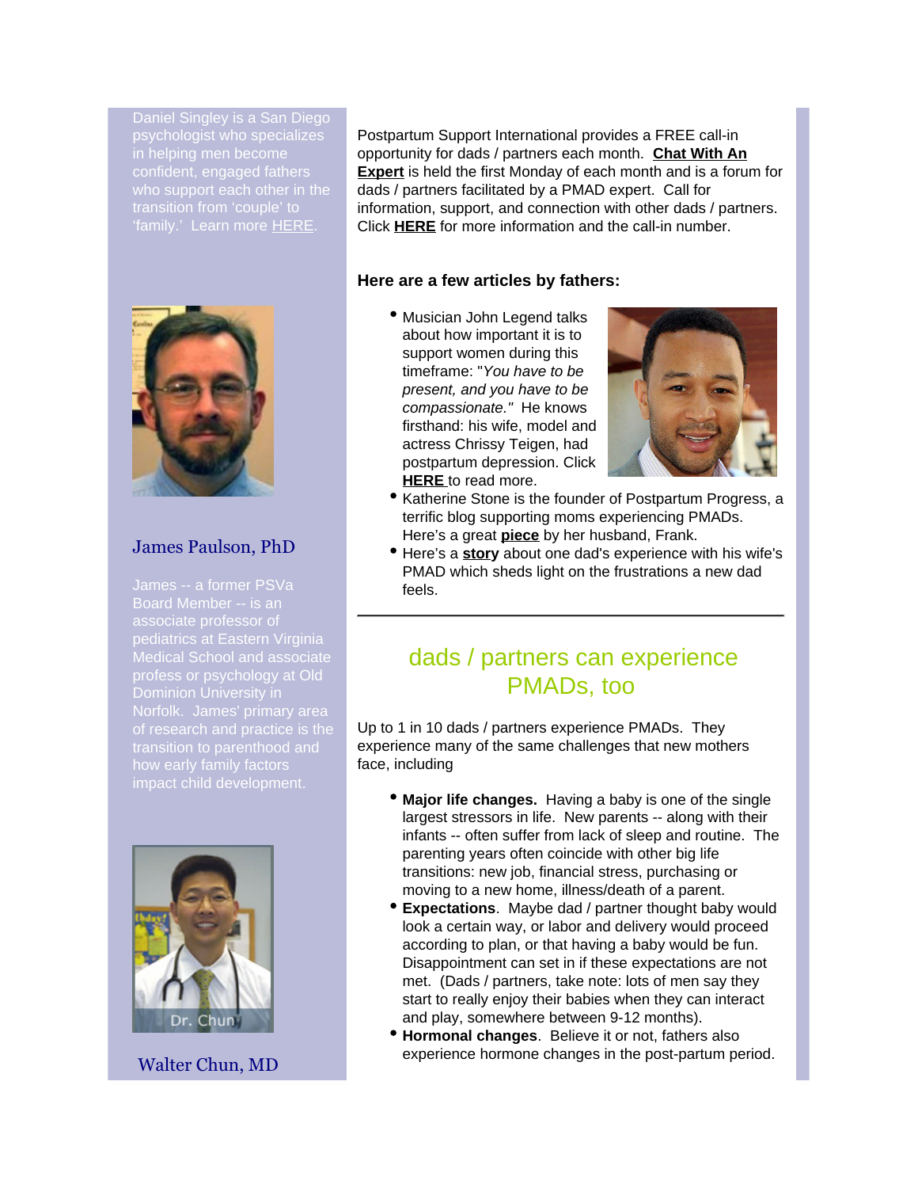Daniel Singley is a San Diego psychologist who specializes in helping men become confident, engaged fathers who support each other in the transition from 'couple' to 'family.' Learn more HERE.

James Paulson, PhD

James -- a former PSVa Board Member -- is an associate professor of pediatrics at Eastern Virginia Medical School and associate profess or psychology at Old Dominion University in Norfolk. James' primary area of research and practice is the transition to parenthood and how early family factors impact child development.

Walter Chun, MD

Postpartum Support International provides a FREE call-in opportunity for dads / partners each month. **Chat With An Expert** is held the first Monday of each month and is a forum for dads / partners facilitated by a PMAD expert. Call for information, support, and connection with other dads / partners. Click **HERE** for more information and the call-in number.

**Here are a few articles by fathers:**

- Musician John Legend talks about how important it is to support women during this timeframe: "*You have to be present, and you have to be compassionate.*" He knows firsthand: his wife, model and actress Chrissy Teigen, had postpartum depression. Click **HERE** to read more.
- Katherine Stone is the founder of Postpartum Progress, a terrific blog supporting moms experiencing PMADs. Here's a great **piece** by her husband, Frank.
- Here's a **story** about one dad's experience with his wife's PMAD which sheds light on the frustrations a new dad feels.

---

## dads / partners can experience PMADs, too

Up to 1 in 10 dads / partners experience PMADs. They experience many of the same challenges that new mothers face, including

- **Major life changes.** Having a baby is one of the single largest stressors in life. New parents -- along with their infants -- often suffer from lack of sleep and routine. The parenting years often coincide with other big life transitions: new job, financial stress, purchasing or moving to a new home, illness/death of a parent.
- **Expectations**. Maybe dad / partner thought baby would look a certain way, or labor and delivery would proceed according to plan, or that having a baby would be fun. Disappointment can set in if these expectations are not met. (Dads / partners, take note: lots of men say they start to really enjoy their babies when they can interact and play, somewhere between 9-12 months).
- **Hormonal changes**. Believe it or not, fathers also experience hormone changes in the post-partum period.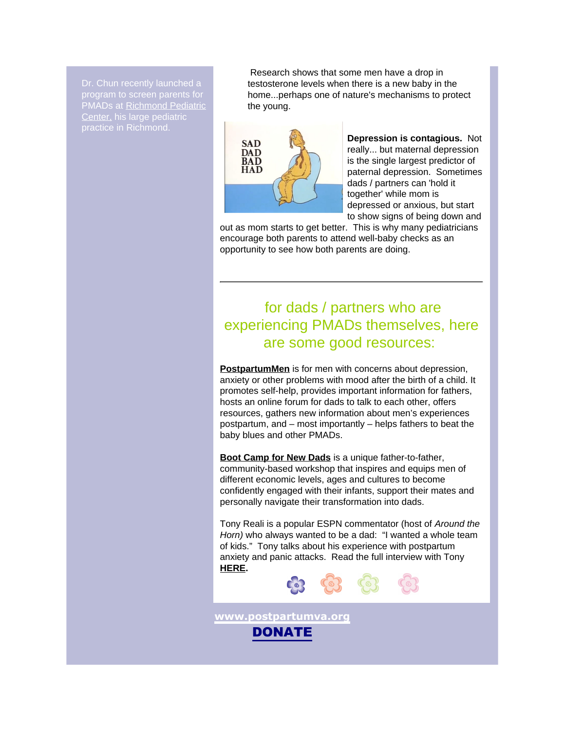Dr. Chun recently launched a program to screen parents for PMADs at Richmond Pediatric Center, his large pediatric practice in Richmond.

Research shows that some men have a drop in testosterone levels when there is a new baby in the home...perhaps one of nature's mechanisms to protect the young.

**Depression is contagious.** Not really... but maternal depression is the single largest predictor of paternal depression. Sometimes dads / partners can 'hold it together' while mom is depressed or anxious, but start to show signs of being down and out as mom starts to get better. This is why many pediatricians encourage both parents to attend well-baby checks as an opportunity to see how both parents are doing.

---

## for dads / partners who are experiencing PMADs themselves, here are some good resources:

**PostpartumMen** is for men with concerns about depression, anxiety or other problems with mood after the birth of a child. It promotes self-help, provides important information for fathers, hosts an online forum for dads to talk to each other, offers resources, gathers new information about men's experiences postpartum, and – most importantly – helps fathers to beat the baby blues and other PMADs.

**Boot Camp for New Dads** is a unique father-to-father, community-based workshop that inspires and equips men of different economic levels, ages and cultures to become confidently engaged with their infants, support their mates and personally navigate their transformation into dads.

Tony Reali is a popular ESPN commentator (host of *Around the Horn)* who always wanted to be a dad: "I wanted a whole team of kids." Tony talks about his experience with postpartum anxiety and panic attacks. Read the full interview with Tony **HERE**.

www.postpartumva.org

**DONATE**